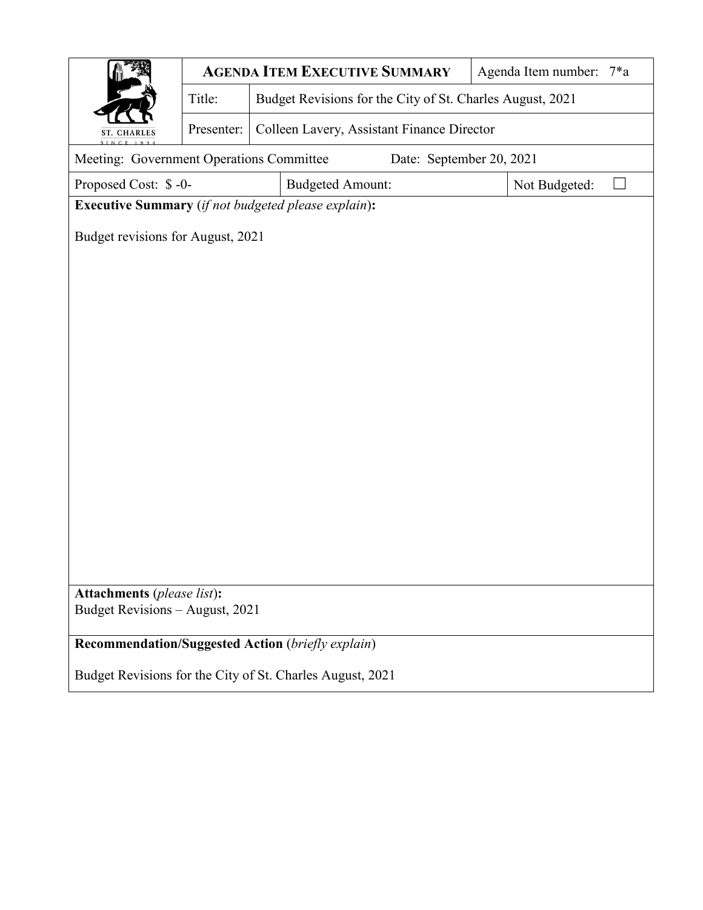| ST. CHARLES SINCE 1834 | **AGENDA ITEM EXECUTIVE SUMMARY** | | Agenda Item number: 7*a |
|---|---|---|---|
| | Title: | Budget Revisions for the City of St. Charles August, 2021 | |
| | Presenter: | Colleen Lavery, Assistant Finance Director | |

| Meeting: Government Operations Committee | Date: September 20, 2021 | |
|---|---|---|
| Proposed Cost: $ -0- | Budgeted Amount: | Not Budgeted: ☐ |

**Executive Summary** (*if not budgeted please explain*)**:**

Budget revisions for August, 2021

**Attachments** (*please list*)**:**
Budget Revisions – August, 2021

**Recommendation/Suggested Action** (*briefly explain*)

Budget Revisions for the City of St. Charles August, 2021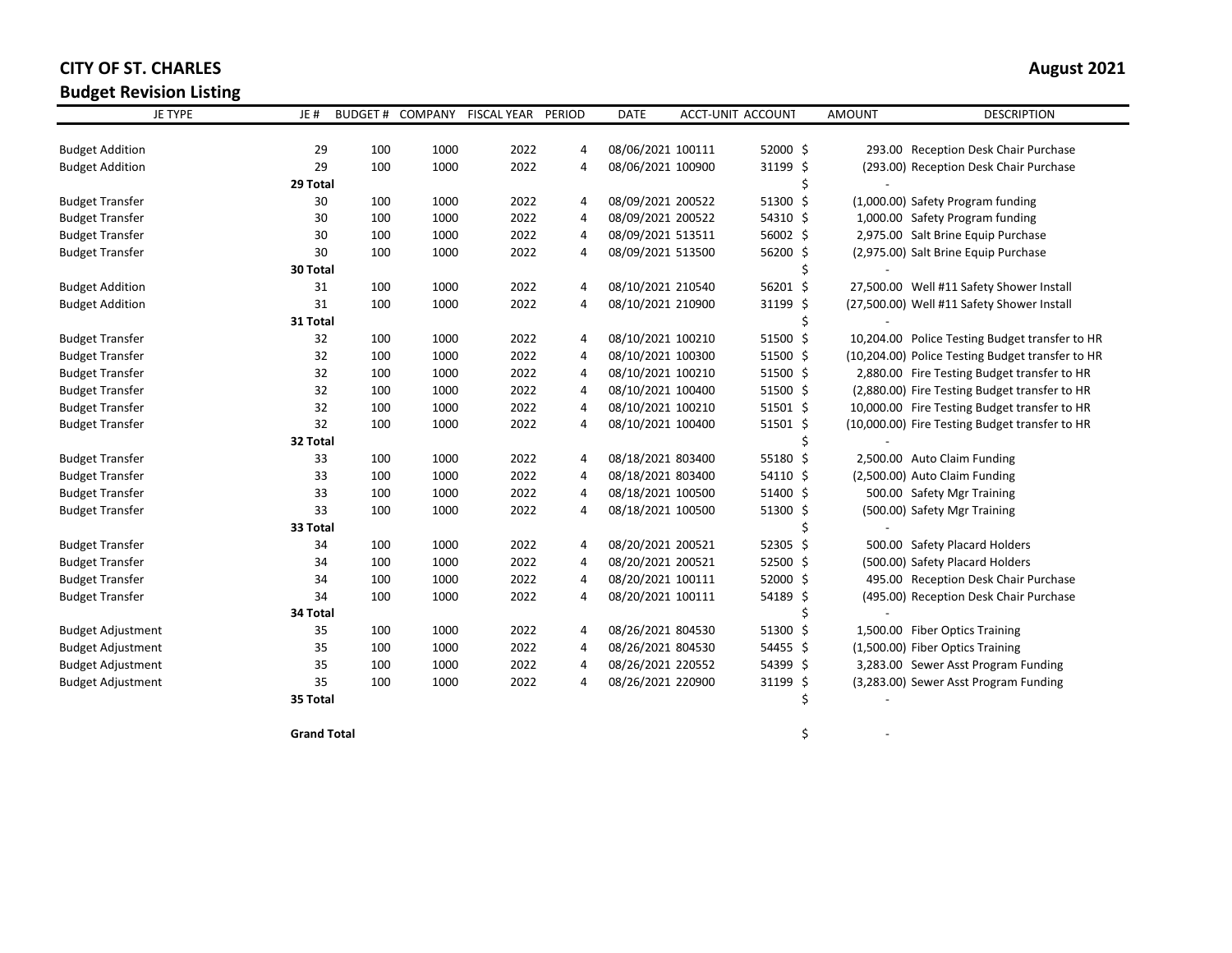# CITY OF ST. CHARLES

## Budget Revision Listing

**August 2021**

| JE TYPE | JE # | BUDGET # | COMPANY | FISCAL YEAR | PERIOD | DATE | ACCT-UNIT | ACCOUNT | AMOUNT | DESCRIPTION |
|---|---|---|---|---|---|---|---|---|---|---|
| Budget Addition | 29 | 100 | 1000 | 2022 | 4 | 08/06/2021 | 100111 | 52000 | $ 293.00 | Reception Desk Chair Purchase |
| Budget Addition | 29 | 100 | 1000 | 2022 | 4 | 08/06/2021 | 100900 | 31199 | $ (293.00) | Reception Desk Chair Purchase |
| | **29 Total** | | | | | | | | $ - | |
| Budget Transfer | 30 | 100 | 1000 | 2022 | 4 | 08/09/2021 | 200522 | 51300 | $ (1,000.00) | Safety Program funding |
| Budget Transfer | 30 | 100 | 1000 | 2022 | 4 | 08/09/2021 | 200522 | 54310 | $ 1,000.00 | Safety Program funding |
| Budget Transfer | 30 | 100 | 1000 | 2022 | 4 | 08/09/2021 | 513511 | 56002 | $ 2,975.00 | Salt Brine Equip Purchase |
| Budget Transfer | 30 | 100 | 1000 | 2022 | 4 | 08/09/2021 | 513500 | 56200 | $ (2,975.00) | Salt Brine Equip Purchase |
| | **30 Total** | | | | | | | | $ - | |
| Budget Addition | 31 | 100 | 1000 | 2022 | 4 | 08/10/2021 | 210540 | 56201 | $ 27,500.00 | Well #11 Safety Shower Install |
| Budget Addition | 31 | 100 | 1000 | 2022 | 4 | 08/10/2021 | 210900 | 31199 | $ (27,500.00) | Well #11 Safety Shower Install |
| | **31 Total** | | | | | | | | $ - | |
| Budget Transfer | 32 | 100 | 1000 | 2022 | 4 | 08/10/2021 | 100210 | 51500 | $ 10,204.00 | Police Testing Budget transfer to HR |
| Budget Transfer | 32 | 100 | 1000 | 2022 | 4 | 08/10/2021 | 100300 | 51500 | $ (10,204.00) | Police Testing Budget transfer to HR |
| Budget Transfer | 32 | 100 | 1000 | 2022 | 4 | 08/10/2021 | 100210 | 51500 | $ 2,880.00 | Fire Testing Budget transfer to HR |
| Budget Transfer | 32 | 100 | 1000 | 2022 | 4 | 08/10/2021 | 100400 | 51500 | $ (2,880.00) | Fire Testing Budget transfer to HR |
| Budget Transfer | 32 | 100 | 1000 | 2022 | 4 | 08/10/2021 | 100210 | 51501 | $ 10,000.00 | Fire Testing Budget transfer to HR |
| Budget Transfer | 32 | 100 | 1000 | 2022 | 4 | 08/10/2021 | 100400 | 51501 | $ (10,000.00) | Fire Testing Budget transfer to HR |
| | **32 Total** | | | | | | | | $ - | |
| Budget Transfer | 33 | 100 | 1000 | 2022 | 4 | 08/18/2021 | 803400 | 55180 | $ 2,500.00 | Auto Claim Funding |
| Budget Transfer | 33 | 100 | 1000 | 2022 | 4 | 08/18/2021 | 803400 | 54110 | $ (2,500.00) | Auto Claim Funding |
| Budget Transfer | 33 | 100 | 1000 | 2022 | 4 | 08/18/2021 | 100500 | 51400 | $ 500.00 | Safety Mgr Training |
| Budget Transfer | 33 | 100 | 1000 | 2022 | 4 | 08/18/2021 | 100500 | 51300 | $ (500.00) | Safety Mgr Training |
| | **33 Total** | | | | | | | | $ - | |
| Budget Transfer | 34 | 100 | 1000 | 2022 | 4 | 08/20/2021 | 200521 | 52305 | $ 500.00 | Safety Placard Holders |
| Budget Transfer | 34 | 100 | 1000 | 2022 | 4 | 08/20/2021 | 200521 | 52500 | $ (500.00) | Safety Placard Holders |
| Budget Transfer | 34 | 100 | 1000 | 2022 | 4 | 08/20/2021 | 100111 | 52000 | $ 495.00 | Reception Desk Chair Purchase |
| Budget Transfer | 34 | 100 | 1000 | 2022 | 4 | 08/20/2021 | 100111 | 54189 | $ (495.00) | Reception Desk Chair Purchase |
| | **34 Total** | | | | | | | | $ - | |
| Budget Adjustment | 35 | 100 | 1000 | 2022 | 4 | 08/26/2021 | 804530 | 51300 | $ 1,500.00 | Fiber Optics Training |
| Budget Adjustment | 35 | 100 | 1000 | 2022 | 4 | 08/26/2021 | 804530 | 54455 | $ (1,500.00) | Fiber Optics Training |
| Budget Adjustment | 35 | 100 | 1000 | 2022 | 4 | 08/26/2021 | 220552 | 54399 | $ 3,283.00 | Sewer Asst Program Funding |
| Budget Adjustment | 35 | 100 | 1000 | 2022 | 4 | 08/26/2021 | 220900 | 31199 | $ (3,283.00) | Sewer Asst Program Funding |
| | **35 Total** | | | | | | | | $ - | |
| | **Grand Total** | | | | | | | | $ - | |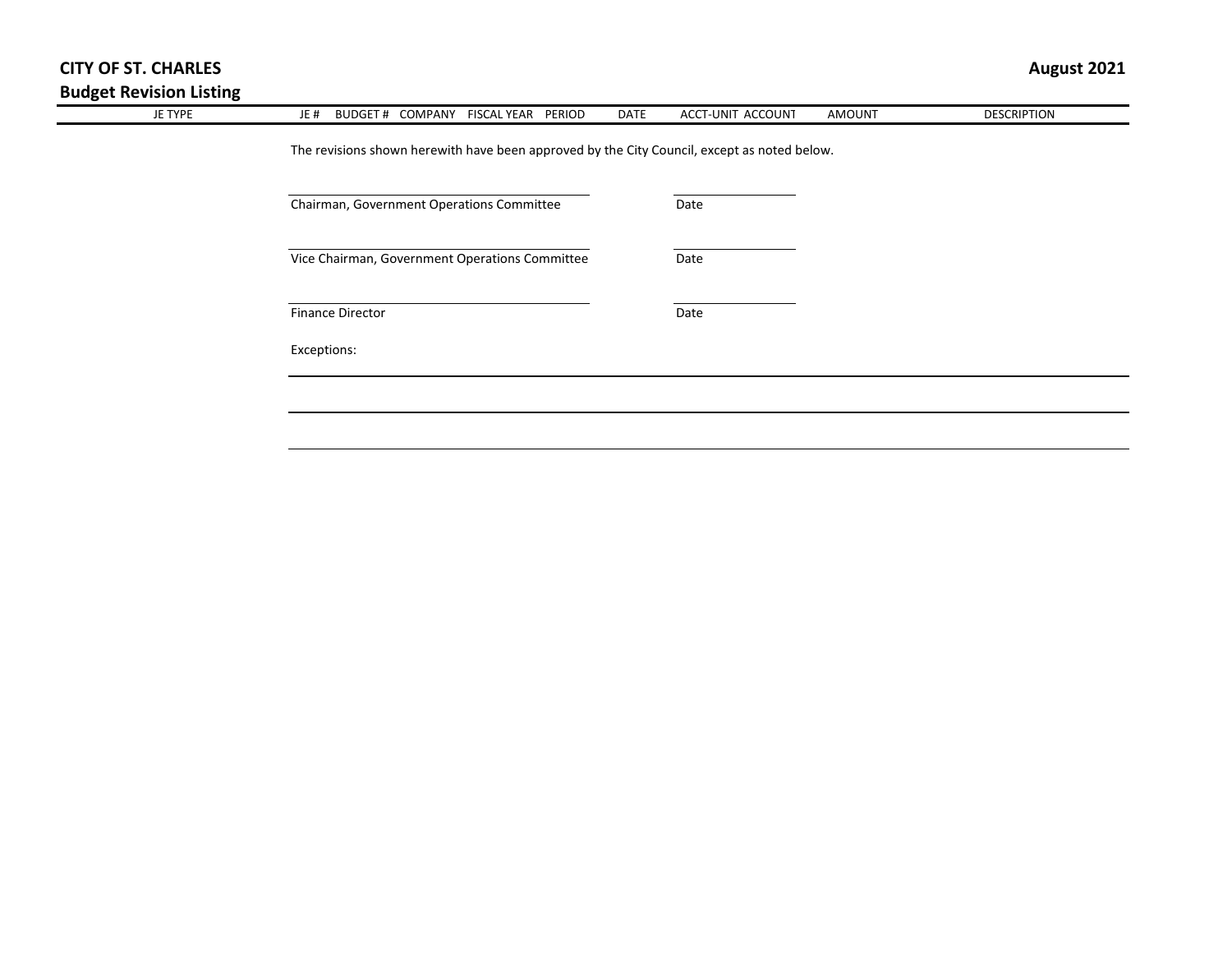**CITY OF ST. CHARLES**

**Budget Revision Listing**

**August 2021**

| JE TYPE | JE # | BUDGET # | COMPANY | FISCAL YEAR | PERIOD | DATE | ACCT-UNIT | ACCOUNT | AMOUNT | DESCRIPTION |
|---|---|---|---|---|---|---|---|---|---|---|

The revisions shown herewith have been approved by the City Council, except as noted below.

\_\_\_\_\_\_\_\_\_\_\_\_\_\_\_\_\_\_\_\_\_\_\_\_\_\_\_\_\_\_\_\_\_\_\_\_\_\_\_\_ \_\_\_\_\_\_\_\_\_\_\_\_\_\_\_\_

Chairman, Government Operations Committee Date

\_\_\_\_\_\_\_\_\_\_\_\_\_\_\_\_\_\_\_\_\_\_\_\_\_\_\_\_\_\_\_\_\_\_\_\_\_\_\_\_ \_\_\_\_\_\_\_\_\_\_\_\_\_\_\_\_

Vice Chairman, Government Operations Committee Date

\_\_\_\_\_\_\_\_\_\_\_\_\_\_\_\_\_\_\_\_\_\_\_\_\_\_\_\_\_\_\_\_\_\_\_\_\_\_\_\_ \_\_\_\_\_\_\_\_\_\_\_\_\_\_\_\_

Finance Director Date

Exceptions:

\_\_\_\_\_\_\_\_\_\_\_\_\_\_\_\_\_\_\_\_\_\_\_\_\_\_\_\_\_\_\_\_\_\_\_\_\_\_\_\_\_\_\_\_\_\_\_\_\_\_\_\_\_\_\_\_\_\_\_\_\_\_\_\_\_\_\_\_\_\_\_\_\_\_\_\_\_\_\_\_\_\_\_\_\_\_

\_\_\_\_\_\_\_\_\_\_\_\_\_\_\_\_\_\_\_\_\_\_\_\_\_\_\_\_\_\_\_\_\_\_\_\_\_\_\_\_\_\_\_\_\_\_\_\_\_\_\_\_\_\_\_\_\_\_\_\_\_\_\_\_\_\_\_\_\_\_\_\_\_\_\_\_\_\_\_\_\_\_\_\_\_\_

\_\_\_\_\_\_\_\_\_\_\_\_\_\_\_\_\_\_\_\_\_\_\_\_\_\_\_\_\_\_\_\_\_\_\_\_\_\_\_\_\_\_\_\_\_\_\_\_\_\_\_\_\_\_\_\_\_\_\_\_\_\_\_\_\_\_\_\_\_\_\_\_\_\_\_\_\_\_\_\_\_\_\_\_\_\_